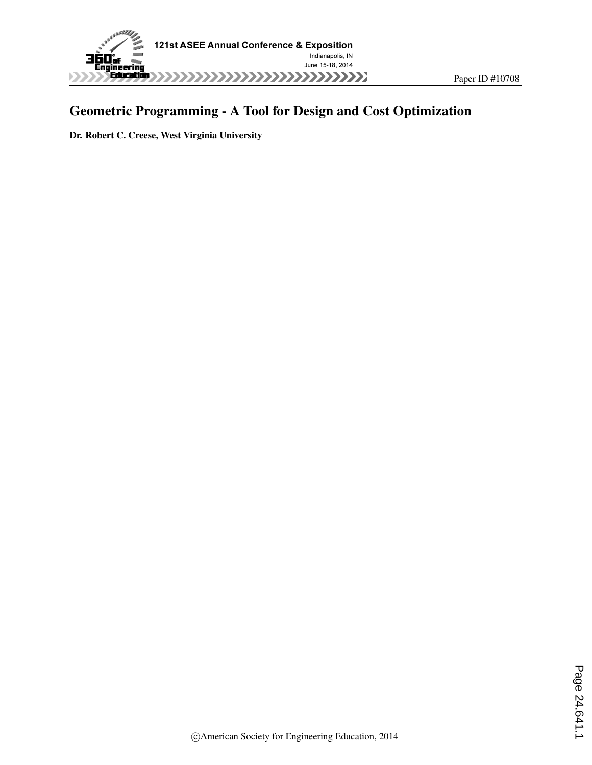# Geometric Programming - A Tool for Design and Cost Optimization

**Dr. Robert C. Creese, West Virginia University**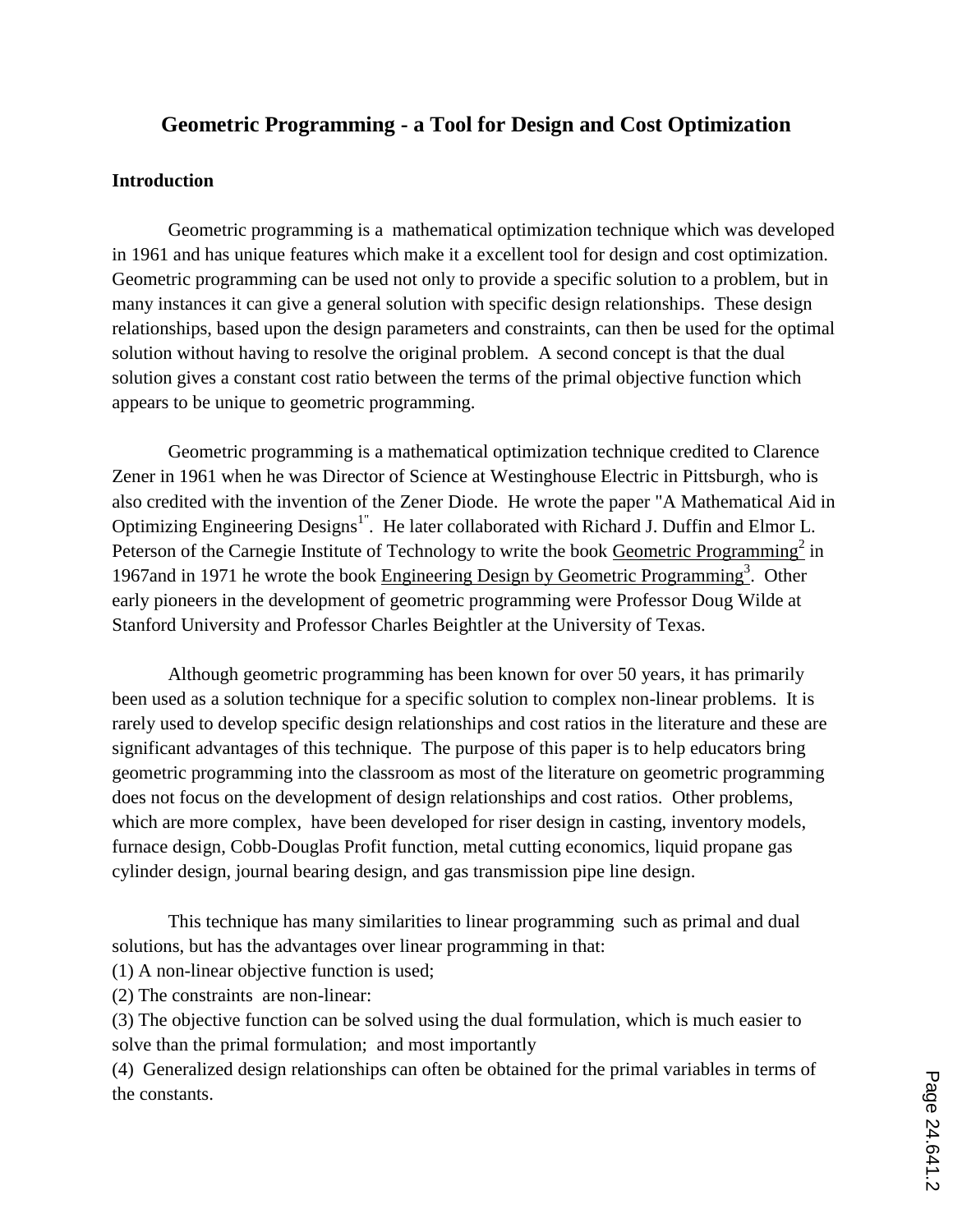# Geometric Programming - a Tool for Design and Cost Optimization

## Introduction

Geometric programming is a mathematical optimization technique which was developed in 1961 and has unique features which make it a excellent tool for design and cost optimization. Geometric programming can be used not only to provide a specific solution to a problem, but in many instances it can give a general solution with specific design relationships. These design relationships, based upon the design parameters and constraints, can then be used for the optimal solution without having to resolve the original problem. A second concept is that the dual solution gives a constant cost ratio between the terms of the primal objective function which appears to be unique to geometric programming.

Geometric programming is a mathematical optimization technique credited to Clarence Zener in 1961 when he was Director of Science at Westinghouse Electric in Pittsburgh, who is also credited with the invention of the Zener Diode. He wrote the paper "A Mathematical Aid in Optimizing Engineering Designs[1]". He later collaborated with Richard J. Duffin and Elmor L. Peterson of the Carnegie Institute of Technology to write the book Geometric Programming[2] in 1967and in 1971 he wrote the book Engineering Design by Geometric Programming[3]. Other early pioneers in the development of geometric programming were Professor Doug Wilde at Stanford University and Professor Charles Beightler at the University of Texas.

Although geometric programming has been known for over 50 years, it has primarily been used as a solution technique for a specific solution to complex non-linear problems. It is rarely used to develop specific design relationships and cost ratios in the literature and these are significant advantages of this technique. The purpose of this paper is to help educators bring geometric programming into the classroom as most of the literature on geometric programming does not focus on the development of design relationships and cost ratios. Other problems, which are more complex, have been developed for riser design in casting, inventory models, furnace design, Cobb-Douglas Profit function, metal cutting economics, liquid propane gas cylinder design, journal bearing design, and gas transmission pipe line design.

This technique has many similarities to linear programming such as primal and dual solutions, but has the advantages over linear programming in that:

(1) A non-linear objective function is used;

(2) The constraints are non-linear:

(3) The objective function can be solved using the dual formulation, which is much easier to solve than the primal formulation; and most importantly

(4) Generalized design relationships can often be obtained for the primal variables in terms of the constants.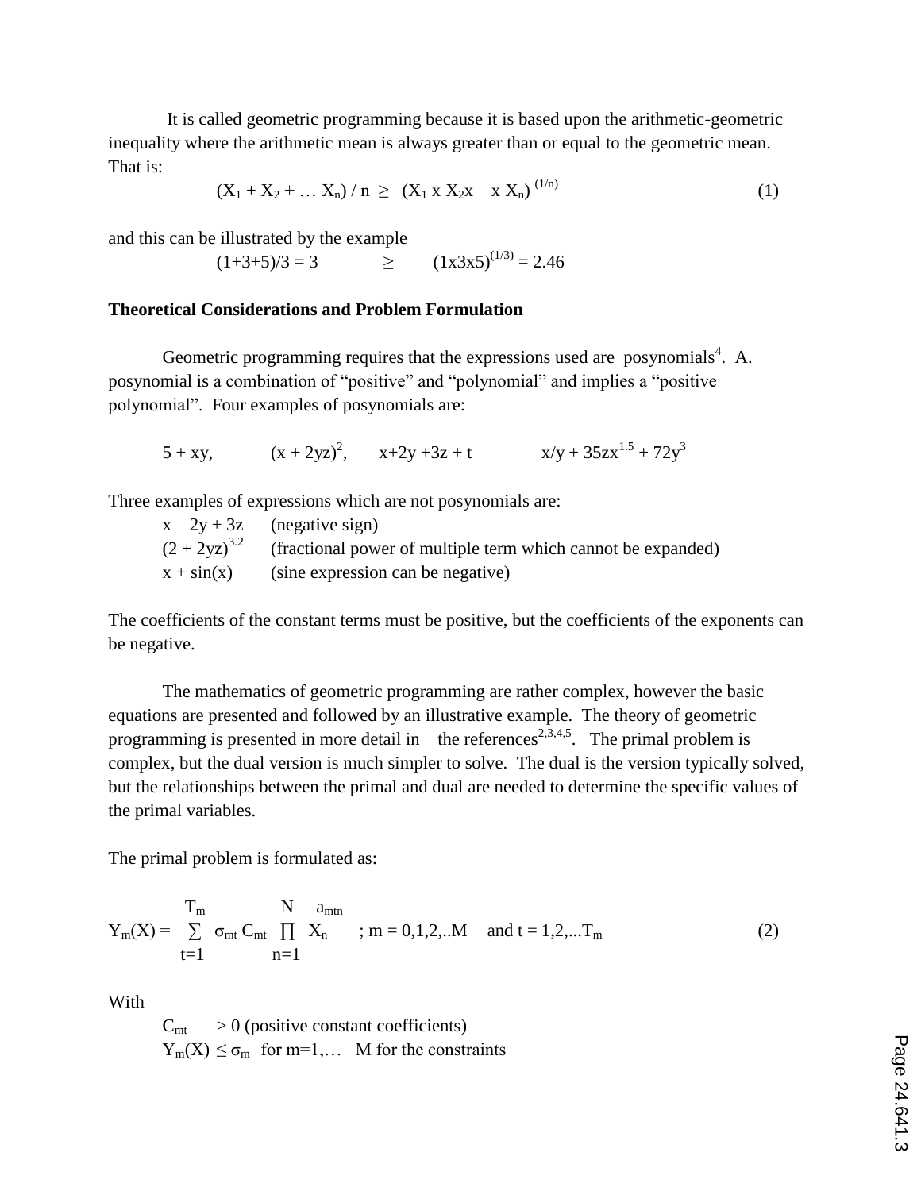It is called geometric programming because it is based upon the arithmetic-geometric inequality where the arithmetic mean is always greater than or equal to the geometric mean. That is:

$$(X_1 + X_2 + \ldots X_n) / n \geq (X_1 \times X_2 \times \quad \times X_n)^{(1/n)} \tag{1}$$

and this can be illustrated by the example

$$(1+3+5)/3 = 3 \qquad \geq \qquad (1 \times 3 \times 5)^{(1/3)} = 2.46$$

**Theoretical Considerations and Problem Formulation**

Geometric programming requires that the expressions used are posynomials[4]. A. posynomial is a combination of "positive" and "polynomial" and implies a "positive polynomial". Four examples of posynomials are:

$5 + xy$, $\quad (x + 2yz)^2$, $\quad x+2y +3z + t \quad$ $x/y + 35zx^{1.5} + 72y^3$

Three examples of expressions which are not posynomials are:

$x - 2y + 3z$ (negative sign)
$(2 + 2yz)^{3.2}$ (fractional power of multiple term which cannot be expanded)
$x + \sin(x)$ (sine expression can be negative)

The coefficients of the constant terms must be positive, but the coefficients of the exponents can be negative.

The mathematics of geometric programming are rather complex, however the basic equations are presented and followed by an illustrative example. The theory of geometric programming is presented in more detail in the references[2,3,4,5]. The primal problem is complex, but the dual version is much simpler to solve. The dual is the version typically solved, but the relationships between the primal and dual are needed to determine the specific values of the primal variables.

The primal problem is formulated as:

$$Y_m(X) = \sum_{t=1}^{T_m} \sigma_{mt} C_{mt} \prod_{n=1}^{N} X_n^{a_{mtn}} \quad ; m = 0,1,2,..M \quad \text{and } t = 1,2,...T_m \tag{2}$$

With

$C_{mt} > 0$ (positive constant coefficients)
$Y_m(X) \leq \sigma_m$ for m=1,… M for the constraints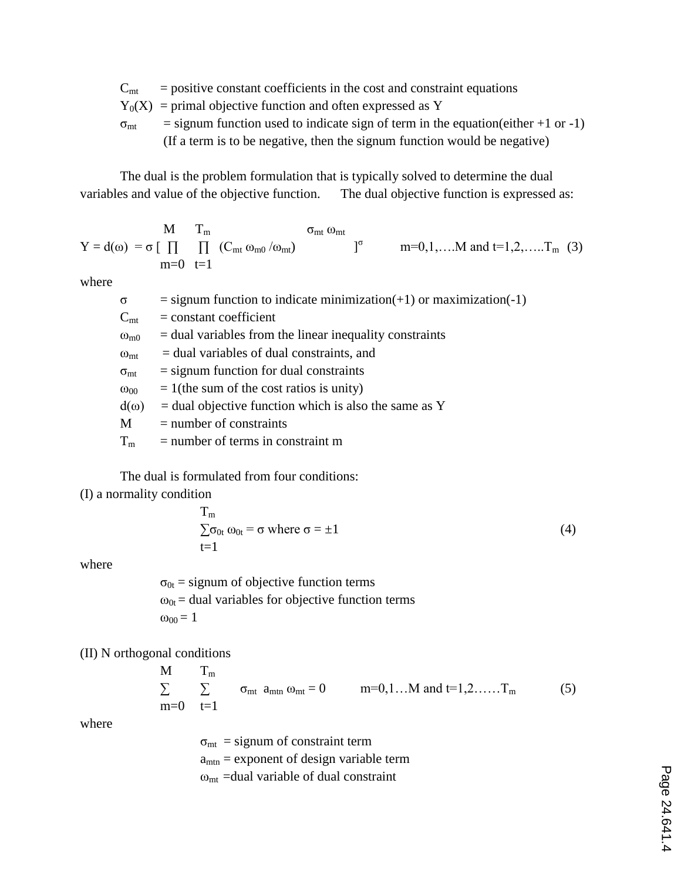$C_{mt}$ = positive constant coefficients in the cost and constraint equations

$Y_0(X)$ = primal objective function and often expressed as Y

$\sigma_{mt}$ = signum function used to indicate sign of term in the equation(either +1 or -1) (If a term is to be negative, then the signum function would be negative)

The dual is the problem formulation that is typically solved to determine the dual variables and value of the objective function. The dual objective function is expressed as:

$$Y = d(\omega) = \sigma \left[ \prod_{m=0}^{M} \prod_{t=1}^{T_m} (C_{mt}\, \omega_{m0} / \omega_{mt})^{\sigma_{mt}\, \omega_{mt}} \right]^{\sigma} \qquad m=0,1,\ldots M \text{ and } t=1,2,\ldots T_m \quad (3)$$

where

$\sigma$ = signum function to indicate minimization(+1) or maximization(-1)

$C_{mt}$ = constant coefficient

$\omega_{m0}$ = dual variables from the linear inequality constraints

$\omega_{mt}$ = dual variables of dual constraints, and

$\sigma_{mt}$ = signum function for dual constraints

$\omega_{00}$ = 1(the sum of the cost ratios is unity)

$d(\omega)$ = dual objective function which is also the same as Y

M = number of constraints

$T_m$ = number of terms in constraint m

The dual is formulated from four conditions:

(I) a normality condition

$$\sum_{t=1}^{T_m} \sigma_{0t}\, \omega_{0t} = \sigma \text{ where } \sigma = \pm 1 \qquad (4)$$

where

$\sigma_{0t}$ = signum of objective function terms

$\omega_{0t}$ = dual variables for objective function terms

$\omega_{00}$ = 1

(II) N orthogonal conditions

$$\sum_{m=0}^{M} \sum_{t=1}^{T_m} \sigma_{mt}\, a_{mtn}\, \omega_{mt} = 0 \qquad m=0,1\ldots M \text{ and } t=1,2\ldots T_m \qquad (5)$$

where

$\sigma_{mt}$ = signum of constraint term

$a_{mtn}$ = exponent of design variable term

$\omega_{mt}$ =dual variable of dual constraint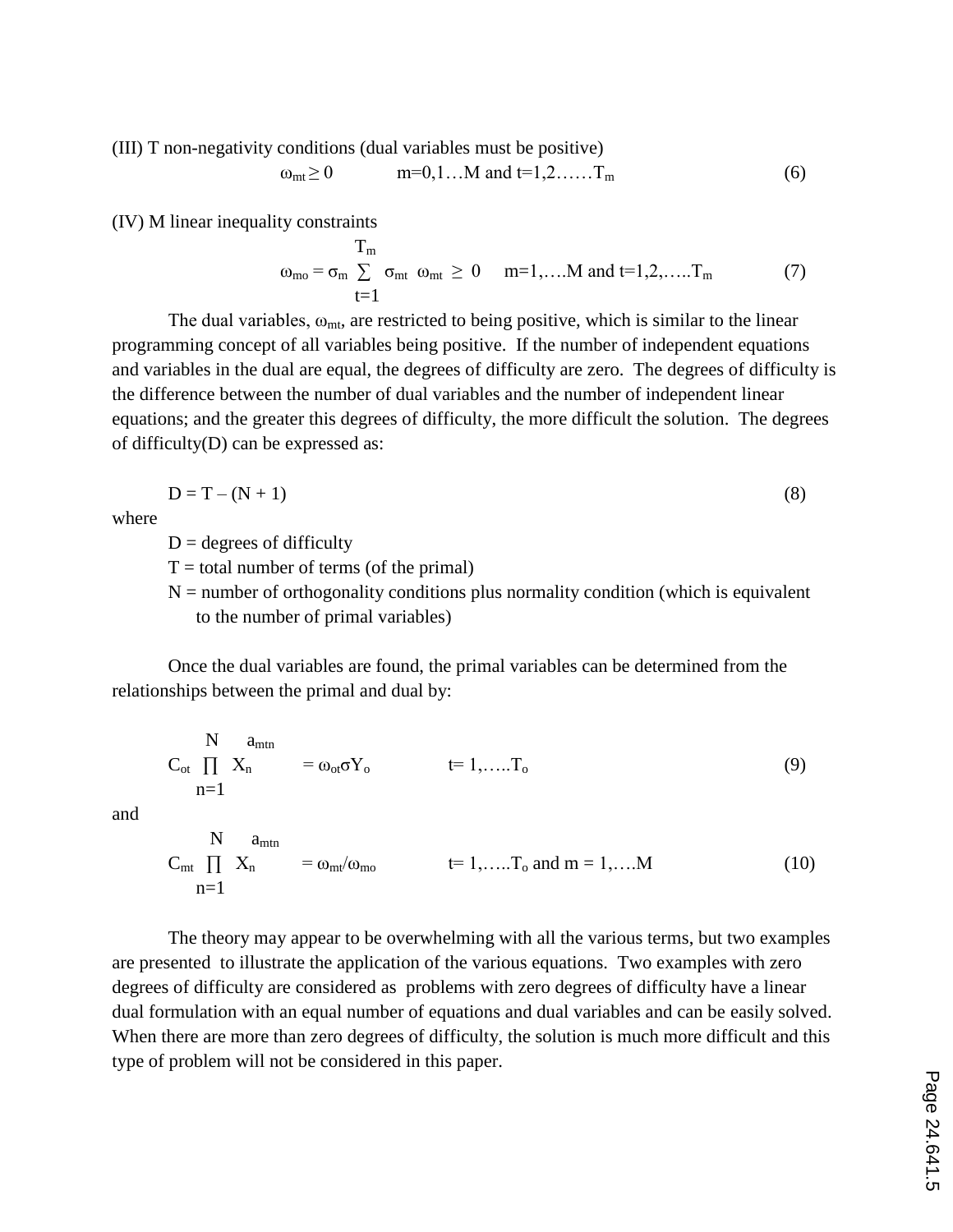(III) T non-negativity conditions (dual variables must be positive)

$$\omega_{mt} \geq 0 \qquad m=0,1\ldots M \text{ and } t=1,2\ldots\ldots T_m \tag{6}$$

(IV) M linear inequality constraints

$$\omega_{mo} = \sigma_m \sum_{t=1}^{T_m} \sigma_{mt}\ \omega_{mt} \geq 0 \qquad m=1,\ldots.M \text{ and } t=1,2,\ldots..T_m \tag{7}$$

The dual variables, $\omega_{mt}$, are restricted to being positive, which is similar to the linear programming concept of all variables being positive. If the number of independent equations and variables in the dual are equal, the degrees of difficulty are zero. The degrees of difficulty is the difference between the number of dual variables and the number of independent linear equations; and the greater this degrees of difficulty, the more difficult the solution. The degrees of difficulty(D) can be expressed as:

$$D = T - (N + 1) \tag{8}$$

where

- D = degrees of difficulty
- T = total number of terms (of the primal)
- N = number of orthogonality conditions plus normality condition (which is equivalent to the number of primal variables)

Once the dual variables are found, the primal variables can be determined from the relationships between the primal and dual by:

$$C_{ot} \prod_{n=1}^{N} X_n^{a_{mtn}} = \omega_{ot}\sigma Y_o \qquad t= 1,\ldots..T_o \tag{9}$$

and

$$C_{mt} \prod_{n=1}^{N} X_n^{a_{mtn}} = \omega_{mt}/\omega_{mo} \qquad t= 1,\ldots..T_o \text{ and } m = 1,\ldots.M \tag{10}$$

The theory may appear to be overwhelming with all the various terms, but two examples are presented to illustrate the application of the various equations. Two examples with zero degrees of difficulty are considered as problems with zero degrees of difficulty have a linear dual formulation with an equal number of equations and dual variables and can be easily solved. When there are more than zero degrees of difficulty, the solution is much more difficult and this type of problem will not be considered in this paper.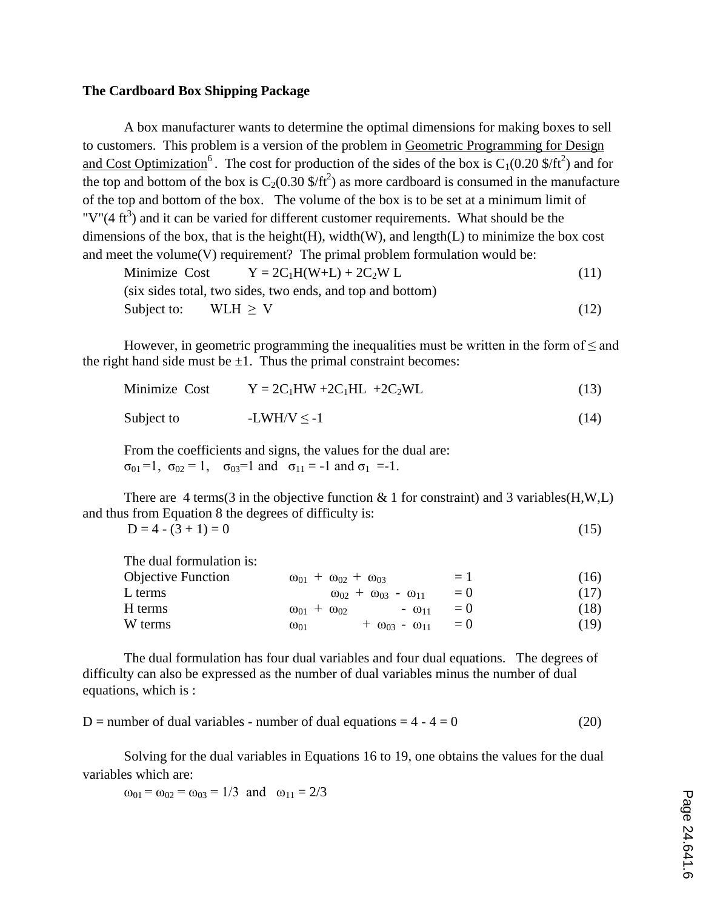**The Cardboard Box Shipping Package**

A box manufacturer wants to determine the optimal dimensions for making boxes to sell to customers. This problem is a version of the problem in Geometric Programming for Design and Cost Optimization[6]. The cost for production of the sides of the box is $C_1$(0.20 \$/ft$^2$) and for the top and bottom of the box is $C_2$(0.30 \$/ft$^2$) as more cardboard is consumed in the manufacture of the top and bottom of the box. The volume of the box is to be set at a minimum limit of "V"(4 ft$^3$) and it can be varied for different customer requirements. What should be the dimensions of the box, that is the height(H), width(W), and length(L) to minimize the box cost and meet the volume(V) requirement? The primal problem formulation would be:

Minimize Cost $\qquad Y = 2C_1H(W+L) + 2C_2W L \qquad (11)$

(six sides total, two sides, two ends, and top and bottom)

Subject to: $\qquad WLH \geq V \qquad (12)$

However, in geometric programming the inequalities must be written in the form of ≤ and the right hand side must be ±1. Thus the primal constraint becomes:

Minimize Cost $\qquad Y = 2C_1HW + 2C_1HL + 2C_2WL \qquad (13)$

Subject to $\qquad -LWH/V \leq -1 \qquad (14)$

From the coefficients and signs, the values for the dual are:

$\sigma_{01} = 1$, $\sigma_{02} = 1$, $\sigma_{03} = 1$ and $\sigma_{11} = -1$ and $\sigma_1 = -1$.

There are 4 terms(3 in the objective function & 1 for constraint) and 3 variables(H,W,L) and thus from Equation 8 the degrees of difficulty is:

$D = 4 - (3 + 1) = 0 \qquad (15)$

The dual formulation is:

| | | | |
|---|---|---|---|
| Objective Function | $\omega_{01} + \omega_{02} + \omega_{03}$ | $= 1$ | (16) |
| L terms | $\omega_{02} + \omega_{03} - \omega_{11}$ | $= 0$ | (17) |
| H terms | $\omega_{01} + \omega_{02} - \omega_{11}$ | $= 0$ | (18) |
| W terms | $\omega_{01} + \omega_{03} - \omega_{11}$ | $= 0$ | (19) |

The dual formulation has four dual variables and four dual equations. The degrees of difficulty can also be expressed as the number of dual variables minus the number of dual equations, which is :

D = number of dual variables - number of dual equations = 4 - 4 = 0 $\qquad (20)$

Solving for the dual variables in Equations 16 to 19, one obtains the values for the dual variables which are:

$\omega_{01} = \omega_{02} = \omega_{03} = 1/3$ and $\omega_{11} = 2/3$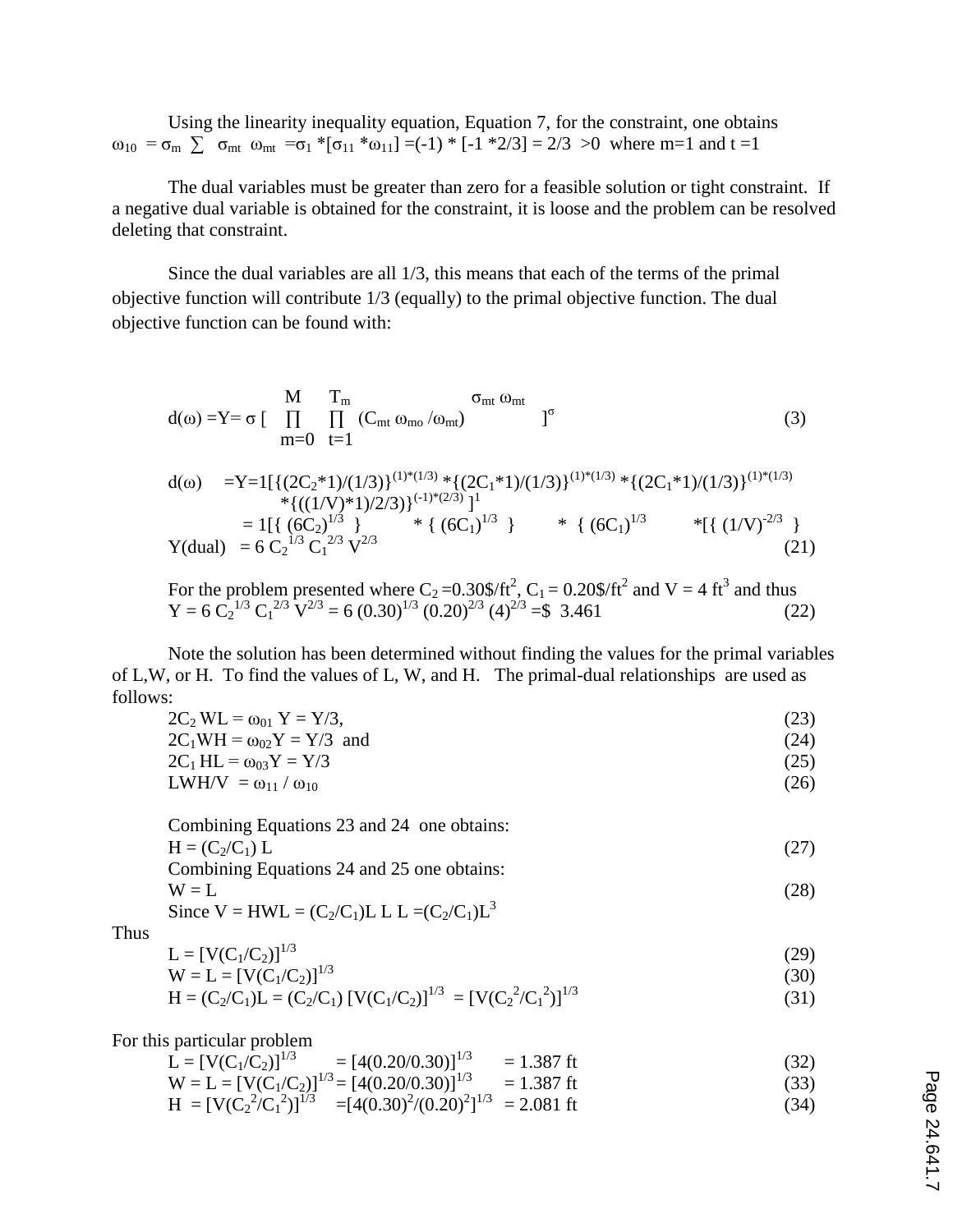Using the linearity inequality equation, Equation 7, for the constraint, one obtains $\omega_{10} = \sigma_m \sum \sigma_{mt} \omega_{mt} = \sigma_1 * [\sigma_{11} * \omega_{11}] = (-1) * [-1 * 2/3] = 2/3 > 0$ where m=1 and t =1

The dual variables must be greater than zero for a feasible solution or tight constraint. If a negative dual variable is obtained for the constraint, it is loose and the problem can be resolved deleting that constraint.

Since the dual variables are all 1/3, this means that each of the terms of the primal objective function will contribute 1/3 (equally) to the primal objective function. The dual objective function can be found with:

$$d(\omega) = Y = \sigma \left[ \prod_{m=0}^{M} \prod_{t=1}^{T_m} (C_{mt}\, \omega_{mo} / \omega_{mt})^{\sigma_{mt}\, \omega_{mt}} \right]^{\sigma} \qquad (3)$$

$$d(\omega) = Y = 1[\{(2C_2*1)/(1/3)\}^{(1)*(1/3)} * \{(2C_1*1)/(1/3)\}^{(1)*(1/3)} * \{(2C_1*1)/(1/3)\}^{(1)*(1/3)} * \{((1/V)*1)/2/3)\}^{(-1)*(2/3)}]^1$$

$$= 1[\{ (6C_2)^{1/3} \} * \{ (6C_1)^{1/3} \} * \{ (6C_1)^{1/3} * [\{ (1/V)^{-2/3} \}$$

$$Y(\text{dual}) = 6\, C_2^{1/3}\, C_1^{2/3}\, V^{2/3} \qquad (21)$$

For the problem presented where $C_2 = 0.30\$/ft^2$, $C_1 = 0.20\$/ft^2$ and $V = 4\ ft^3$ and thus

$$Y = 6\, C_2^{1/3}\, C_1^{2/3}\, V^{2/3} = 6\, (0.30)^{1/3}\, (0.20)^{2/3}\, (4)^{2/3} = \$\ 3.461 \qquad (22)$$

Note the solution has been determined without finding the values for the primal variables of L,W, or H. To find the values of L, W, and H. The primal-dual relationships are used as follows:

$$2C_2\, WL = \omega_{01}\, Y = Y/3, \qquad (23)$$

$$2C_1 WH = \omega_{02} Y = Y/3 \text{ and} \qquad (24)$$

$$2C_1\, HL = \omega_{03} Y = Y/3 \qquad (25)$$

$$LWH/V = \omega_{11} / \omega_{10} \qquad (26)$$

Combining Equations 23 and 24 one obtains:

$$H = (C_2/C_1)\, L \qquad (27)$$

Combining Equations 24 and 25 one obtains:

$$W = L \qquad (28)$$

Since $V = HWL = (C_2/C_1)L\, L\, L = (C_2/C_1)L^3$

Thus

$$L = [V(C_1/C_2)]^{1/3} \qquad (29)$$

$$W = L = [V(C_1/C_2)]^{1/3} \qquad (30)$$

$$H = (C_2/C_1)L = (C_2/C_1)\, [V(C_1/C_2)]^{1/3} = [V(C_2^2/C_1^2)]^{1/3} \qquad (31)$$

For this particular problem

$$L = [V(C_1/C_2)]^{1/3} = [4(0.20/0.30)]^{1/3} = 1.387 \text{ ft} \qquad (32)$$

$$W = L = [V(C_1/C_2)]^{1/3} = [4(0.20/0.30)]^{1/3} = 1.387 \text{ ft} \qquad (33)$$

$$H = [V(C_2^2/C_1^2)]^{1/3} = [4(0.30)^2/(0.20)^2]^{1/3} = 2.081 \text{ ft} \qquad (34)$$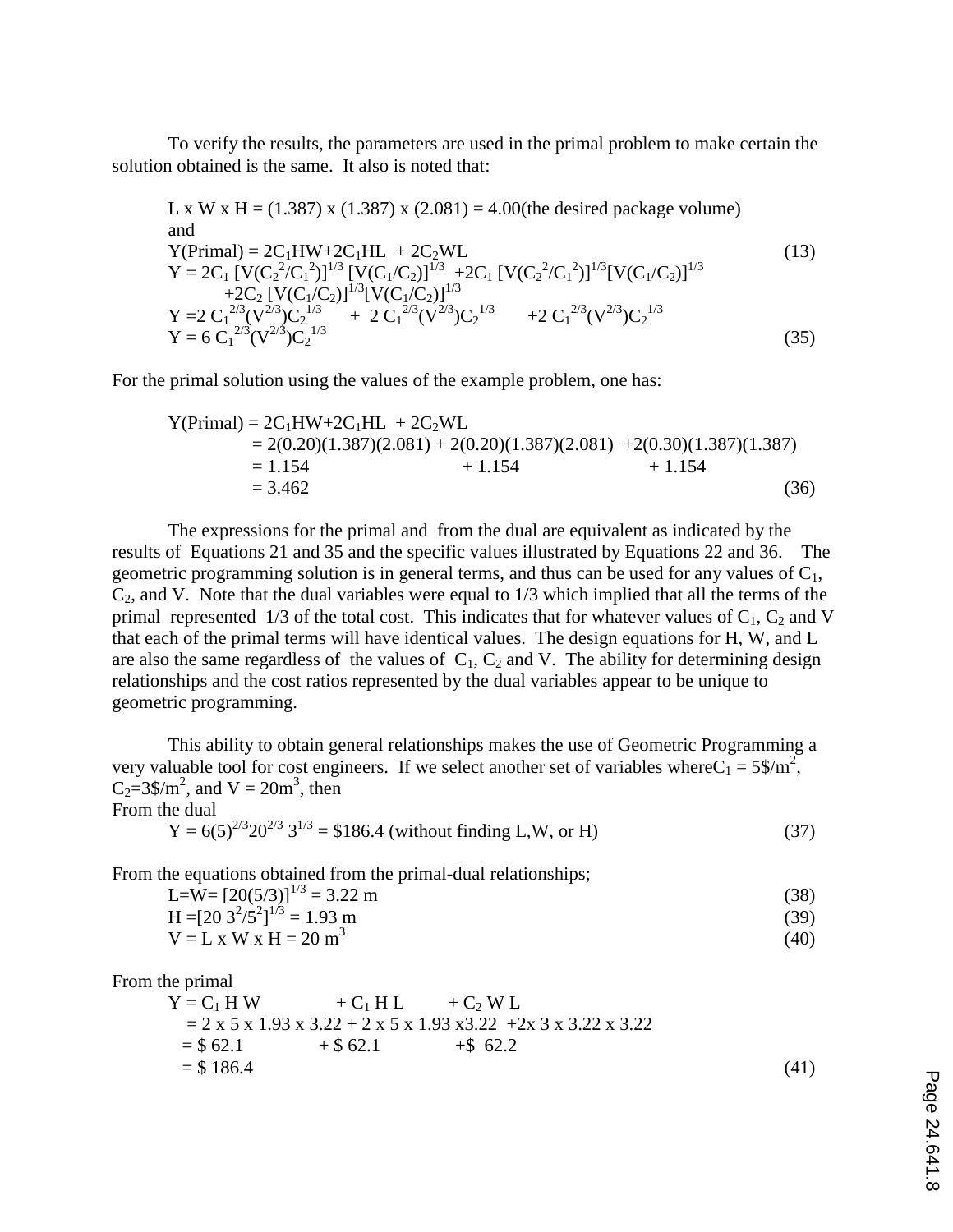To verify the results, the parameters are used in the primal problem to make certain the solution obtained is the same. It also is noted that:

$$L \times W \times H = (1.387) \times (1.387) \times (2.081) = 4.00 \text{(the desired package volume)}$$

and

$$Y(\text{Primal}) = 2C_1HW + 2C_1HL + 2C_2WL \quad (13)$$

$$Y = 2C_1 [V(C_2^2/C_1^2)]^{1/3} [V(C_1/C_2)]^{1/3} + 2C_1 [V(C_2^2/C_1^2)]^{1/3}[V(C_1/C_2)]^{1/3} + 2C_2 [V(C_1/C_2)]^{1/3}[V(C_1/C_2)]^{1/3}$$

$$Y = 2 C_1^{2/3}(V^{2/3})C_2^{1/3} + 2 C_1^{2/3}(V^{2/3})C_2^{1/3} + 2 C_1^{2/3}(V^{2/3})C_2^{1/3}$$

$$Y = 6 C_1^{2/3}(V^{2/3})C_2^{1/3} \quad (35)$$

For the primal solution using the values of the example problem, one has:

$$\begin{aligned} Y(\text{Primal}) &= 2C_1HW + 2C_1HL + 2C_2WL \\ &= 2(0.20)(1.387)(2.081) + 2(0.20)(1.387)(2.081) + 2(0.30)(1.387)(1.387) \\ &= 1.154 + 1.154 + 1.154 \\ &= 3.462 \end{aligned} \quad (36)$$

The expressions for the primal and from the dual are equivalent as indicated by the results of Equations 21 and 35 and the specific values illustrated by Equations 22 and 36. The geometric programming solution is in general terms, and thus can be used for any values of $C_1$, $C_2$, and V. Note that the dual variables were equal to 1/3 which implied that all the terms of the primal represented 1/3 of the total cost. This indicates that for whatever values of $C_1$, $C_2$ and V that each of the primal terms will have identical values. The design equations for H, W, and L are also the same regardless of the values of $C_1$, $C_2$ and V. The ability for determining design relationships and the cost ratios represented by the dual variables appear to be unique to geometric programming.

This ability to obtain general relationships makes the use of Geometric Programming a very valuable tool for cost engineers. If we select another set of variables where $C_1 = 5\$/m^2$, $C_2 = 3\$/m^2$, and $V = 20m^3$, then

From the dual

$$Y = 6(5)^{2/3}20^{2/3}\, 3^{1/3} = \$186.4 \text{ (without finding L,W, or H)} \quad (37)$$

From the equations obtained from the primal-dual relationships;

$$L = W = [20(5/3)]^{1/3} = 3.22 \text{ m} \quad (38)$$

$$H = [20\ 3^2/5^2]^{1/3} = 1.93 \text{ m} \quad (39)$$

$$V = L \times W \times H = 20 \text{ m}^3 \quad (40)$$

From the primal

$$\begin{aligned} Y &= C_1 H W + C_1 H L + C_2 W L \\ &= 2 \times 5 \times 1.93 \times 3.22 + 2 \times 5 \times 1.93 \times 3.22 + 2 \times 3 \times 3.22 \times 3.22 \\ &= \$ 62.1 + \$ 62.1 + \$ 62.2 \\ &= \$ 186.4 \end{aligned} \quad (41)$$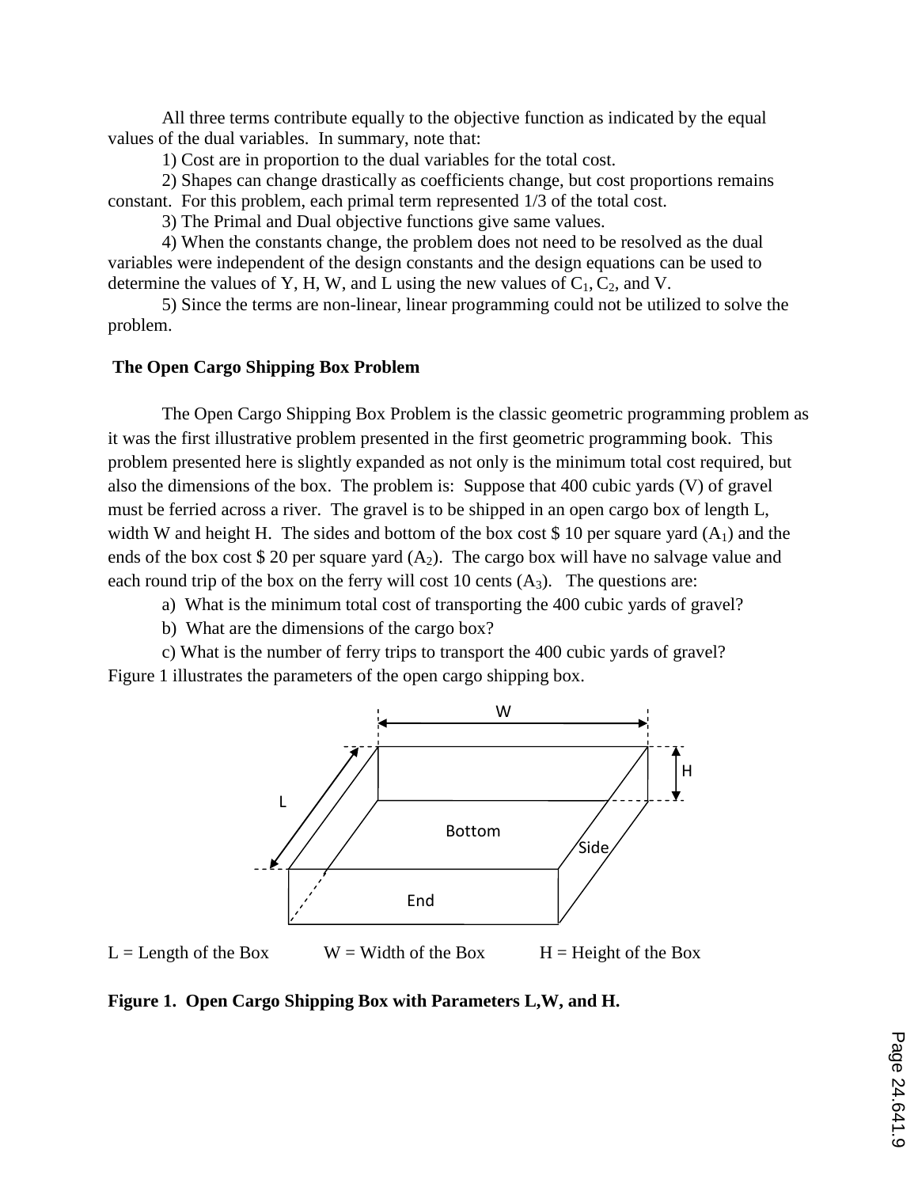All three terms contribute equally to the objective function as indicated by the equal values of the dual variables. In summary, note that:

1) Cost are in proportion to the dual variables for the total cost.

2) Shapes can change drastically as coefficients change, but cost proportions remains constant. For this problem, each primal term represented 1/3 of the total cost.

3) The Primal and Dual objective functions give same values.

4) When the constants change, the problem does not need to be resolved as the dual variables were independent of the design constants and the design equations can be used to determine the values of Y, H, W, and L using the new values of $C_1$, $C_2$, and V.

5) Since the terms are non-linear, linear programming could not be utilized to solve the problem.

**The Open Cargo Shipping Box Problem**

The Open Cargo Shipping Box Problem is the classic geometric programming problem as it was the first illustrative problem presented in the first geometric programming book. This problem presented here is slightly expanded as not only is the minimum total cost required, but also the dimensions of the box. The problem is: Suppose that 400 cubic yards (V) of gravel must be ferried across a river. The gravel is to be shipped in an open cargo box of length L, width W and height H. The sides and bottom of the box cost \$ 10 per square yard ($A_1$) and the ends of the box cost \$ 20 per square yard ($A_2$). The cargo box will have no salvage value and each round trip of the box on the ferry will cost 10 cents ($A_3$). The questions are:

a) What is the minimum total cost of transporting the 400 cubic yards of gravel?

b) What are the dimensions of the cargo box?

c) What is the number of ferry trips to transport the 400 cubic yards of gravel?

Figure 1 illustrates the parameters of the open cargo shipping box.

L = Length of the Box W = Width of the Box H = Height of the Box

**Figure 1. Open Cargo Shipping Box with Parameters L,W, and H.**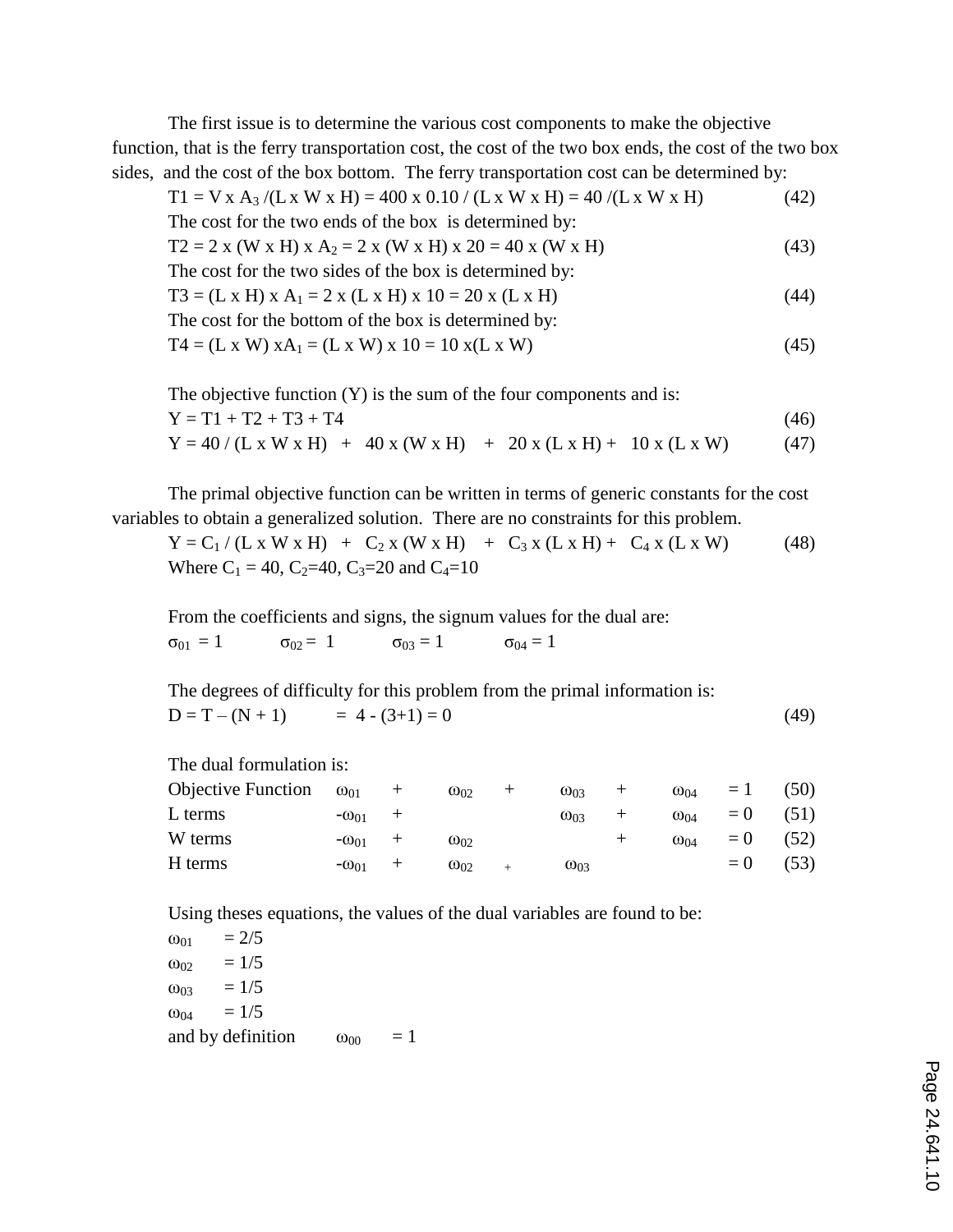The first issue is to determine the various cost components to make the objective function, that is the ferry transportation cost, the cost of the two box ends, the cost of the two box sides, and the cost of the box bottom. The ferry transportation cost can be determined by:

$$T1 = V \times A_3 /(L \times W \times H) = 400 \times 0.10 / (L \times W \times H) = 40 /(L \times W \times H) \quad (42)$$

The cost for the two ends of the box is determined by:

$$T2 = 2 \times (W \times H) \times A_2 = 2 \times (W \times H) \times 20 = 40 \times (W \times H) \quad (43)$$

The cost for the two sides of the box is determined by:

$$T3 = (L \times H) \times A_1 = 2 \times (L \times H) \times 10 = 20 \times (L \times H) \quad (44)$$

The cost for the bottom of the box is determined by:

$$T4 = (L \times W) \times A_1 = (L \times W) \times 10 = 10 \times (L \times W) \quad (45)$$

The objective function (Y) is the sum of the four components and is:

$$Y = T1 + T2 + T3 + T4 \quad (46)$$

$$Y = 40 / (L \times W \times H) + 40 \times (W \times H) + 20 \times (L \times H) + 10 \times (L \times W) \quad (47)$$

The primal objective function can be written in terms of generic constants for the cost variables to obtain a generalized solution. There are no constraints for this problem.

$$Y = C_1 / (L \times W \times H) + C_2 \times (W \times H) + C_3 \times (L \times H) + C_4 \times (L \times W) \quad (48)$$

Where $C_1 = 40$, $C_2=40$, $C_3=20$ and $C_4=10$

From the coefficients and signs, the signum values for the dual are:

$\sigma_{01} = 1 \qquad \sigma_{02} = 1 \qquad \sigma_{03} = 1 \qquad \sigma_{04} = 1$

The degrees of difficulty for this problem from the primal information is:

$$D = T – (N + 1) = 4 - (3+1) = 0 \quad (49)$$

The dual formulation is:

| | | | | | | | | | | |
|---|---|---|---|---|---|---|---|---|---|---|
| Objective Function | $\omega_{01}$ | + | $\omega_{02}$ | + | $\omega_{03}$ | + | $\omega_{04}$ | = 1 | (50) |
| L terms | $-\omega_{01}$ | + | | | $\omega_{03}$ | + | $\omega_{04}$ | = 0 | (51) |
| W terms | $-\omega_{01}$ | + | $\omega_{02}$ | | | + | $\omega_{04}$ | = 0 | (52) |
| H terms | $-\omega_{01}$ | + | $\omega_{02}$ | + | $\omega_{03}$ | | | = 0 | (53) |

Using theses equations, the values of the dual variables are found to be:

$\omega_{01} = 2/5$

$\omega_{02} = 1/5$

$\omega_{03} = 1/5$

$\omega_{04} = 1/5$

and by definition $\omega_{00} = 1$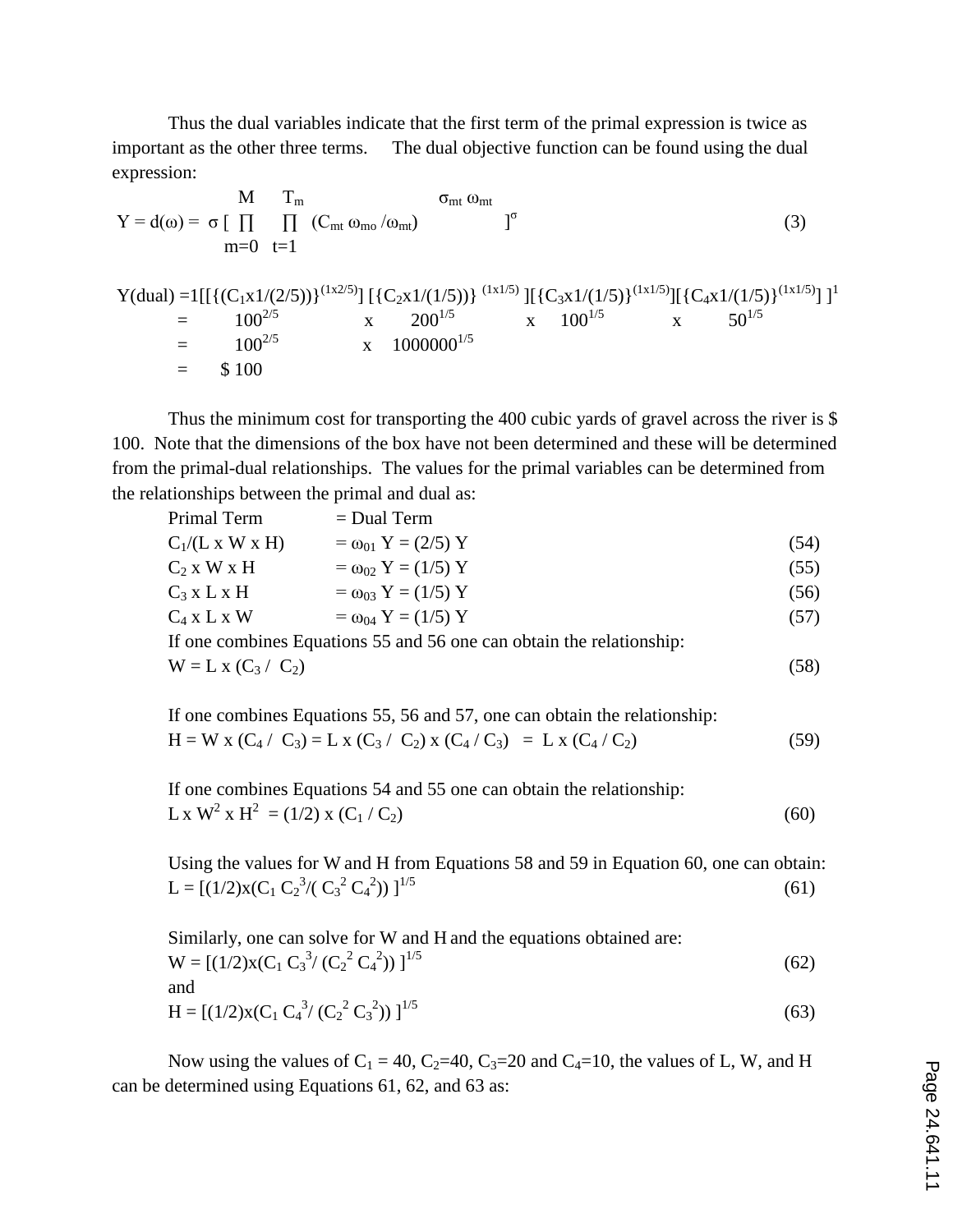Thus the dual variables indicate that the first term of the primal expression is twice as important as the other three terms. The dual objective function can be found using the dual expression:

$$Y = d(\omega) = \sigma \left[ \prod_{m=0}^{M} \prod_{t=1}^{T_m} (C_{mt}\, \omega_{mo} / \omega_{mt})^{\sigma_{mt}\, \omega_{mt}} \right]^{\sigma} \quad (3)$$

$$Y(\text{dual}) = 1[[\{(C_1 x 1/(2/5))\}^{(1x2/5)}]\, [\{C_2 x 1/(1/5))\}^{(1x1/5)}][\{C_3 x 1/(1/5)\}^{(1x1/5)}][\{C_4 x 1/(1/5)\}^{(1x1/5)}]\,]^1$$

$$= 100^{2/5} \quad x \quad 200^{1/5} \quad x \quad 100^{1/5} \quad x \quad 50^{1/5}$$

$$= 100^{2/5} \quad x \quad 1000000^{1/5}$$

$$= \$\,100$$

Thus the minimum cost for transporting the 400 cubic yards of gravel across the river is \$ 100. Note that the dimensions of the box have not been determined and these will be determined from the primal-dual relationships. The values for the primal variables can be determined from the relationships between the primal and dual as:

| Primal Term | = Dual Term | |
|---|---|---|
| $C_1/(L \times W \times H)$ | $= \omega_{01}\, Y = (2/5)\, Y$ | (54) |
| $C_2 \times W \times H$ | $= \omega_{02}\, Y = (1/5)\, Y$ | (55) |
| $C_3 \times L \times H$ | $= \omega_{03}\, Y = (1/5)\, Y$ | (56) |
| $C_4 \times L \times W$ | $= \omega_{04}\, Y = (1/5)\, Y$ | (57) |

If one combines Equations 55 and 56 one can obtain the relationship:

$$W = L \times (C_3 / C_2) \quad (58)$$

If one combines Equations 55, 56 and 57, one can obtain the relationship:

$$H = W \times (C_4 / C_3) = L \times (C_3 / C_2) \times (C_4 / C_3) = L \times (C_4 / C_2) \quad (59)$$

If one combines Equations 54 and 55 one can obtain the relationship:

$$L \times W^2 \times H^2 = (1/2) \times (C_1 / C_2) \quad (60)$$

Using the values for W and H from Equations 58 and 59 in Equation 60, one can obtain:

$$L = [(1/2)x(C_1\, C_2^{\,3}/( C_3^{\,2}\, C_4^{\,2}))\, ]^{1/5} \quad (61)$$

Similarly, one can solve for W and H and the equations obtained are:

$$W = [(1/2)x(C_1\, C_3^{\,3}/ (C_2^{\,2}\, C_4^{\,2}))\, ]^{1/5} \quad (62)$$

and

$$H = [(1/2)x(C_1\, C_4^{\,3}/ (C_2^{\,2}\, C_3^{\,2}))\, ]^{1/5} \quad (63)$$

Now using the values of $C_1 = 40$, $C_2=40$, $C_3=20$ and $C_4=10$, the values of L, W, and H can be determined using Equations 61, 62, and 63 as: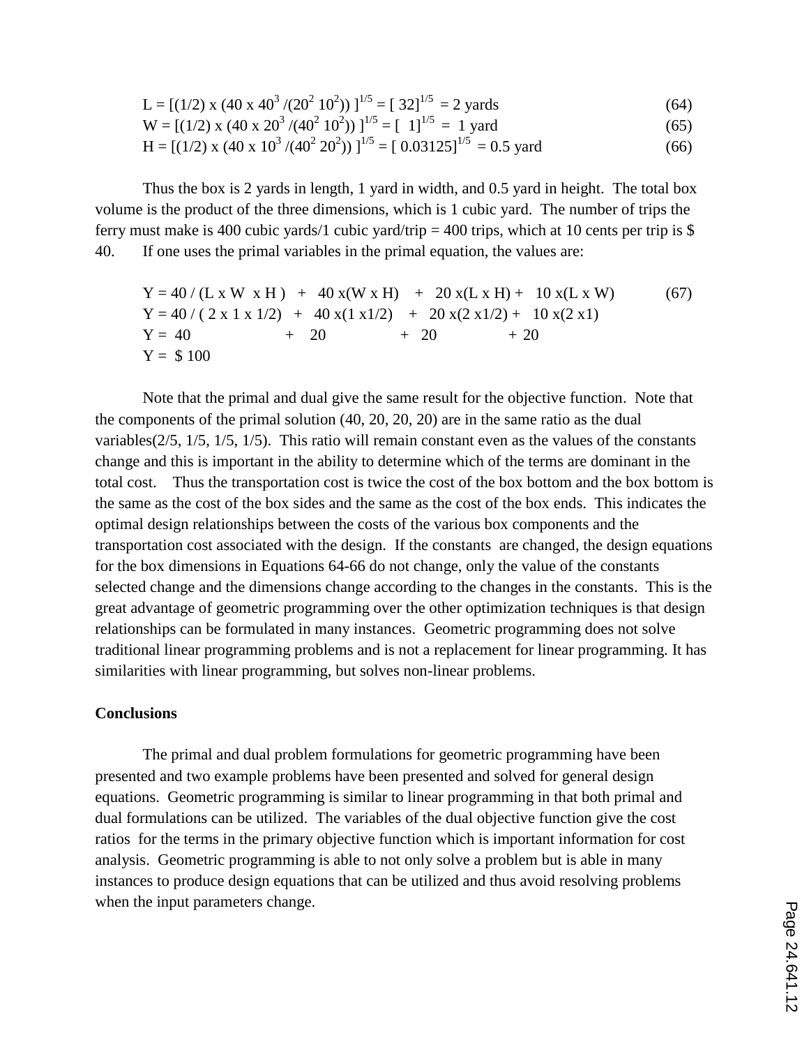$$L = [(1/2) \times (40 \times 40^3 /(20^2\ 10^2))\ ]^{1/5} = [\ 32]^{1/5}\ = 2 \text{ yards} \tag{64}$$

$$W = [(1/2) \times (40 \times 20^3 /(40^2\ 10^2))\ ]^{1/5} = [\ \ 1]^{1/5}\ =\ 1 \text{ yard} \tag{65}$$

$$H = [(1/2) \times (40 \times 10^3 /(40^2\ 20^2))\ ]^{1/5} = [\ 0.03125]^{1/5}\ = 0.5 \text{ yard} \tag{66}$$

Thus the box is 2 yards in length, 1 yard in width, and 0.5 yard in height. The total box volume is the product of the three dimensions, which is 1 cubic yard. The number of trips the ferry must make is 400 cubic yards/1 cubic yard/trip = 400 trips, which at 10 cents per trip is \$ 40. If one uses the primal variables in the primal equation, the values are:

$$Y = 40 / (L \times W \times H) + 40 \times (W \times H) + 20 \times (L \times H) + 10 \times (L \times W) \tag{67}$$

$$Y = 40 / (2 \times 1 \times 1/2) + 40 \times (1 \times 1/2) + 20 \times (2 \times 1/2) + 10 \times (2 \times 1)$$

$$Y = 40 + 20 + 20 + 20$$

$$Y = \$\ 100$$

Note that the primal and dual give the same result for the objective function. Note that the components of the primal solution (40, 20, 20, 20) are in the same ratio as the dual variables(2/5, 1/5, 1/5, 1/5). This ratio will remain constant even as the values of the constants change and this is important in the ability to determine which of the terms are dominant in the total cost. Thus the transportation cost is twice the cost of the box bottom and the box bottom is the same as the cost of the box sides and the same as the cost of the box ends. This indicates the optimal design relationships between the costs of the various box components and the transportation cost associated with the design. If the constants are changed, the design equations for the box dimensions in Equations 64-66 do not change, only the value of the constants selected change and the dimensions change according to the changes in the constants. This is the great advantage of geometric programming over the other optimization techniques is that design relationships can be formulated in many instances. Geometric programming does not solve traditional linear programming problems and is not a replacement for linear programming. It has similarities with linear programming, but solves non-linear problems.

## Conclusions

The primal and dual problem formulations for geometric programming have been presented and two example problems have been presented and solved for general design equations. Geometric programming is similar to linear programming in that both primal and dual formulations can be utilized. The variables of the dual objective function give the cost ratios for the terms in the primary objective function which is important information for cost analysis. Geometric programming is able to not only solve a problem but is able in many instances to produce design equations that can be utilized and thus avoid resolving problems when the input parameters change.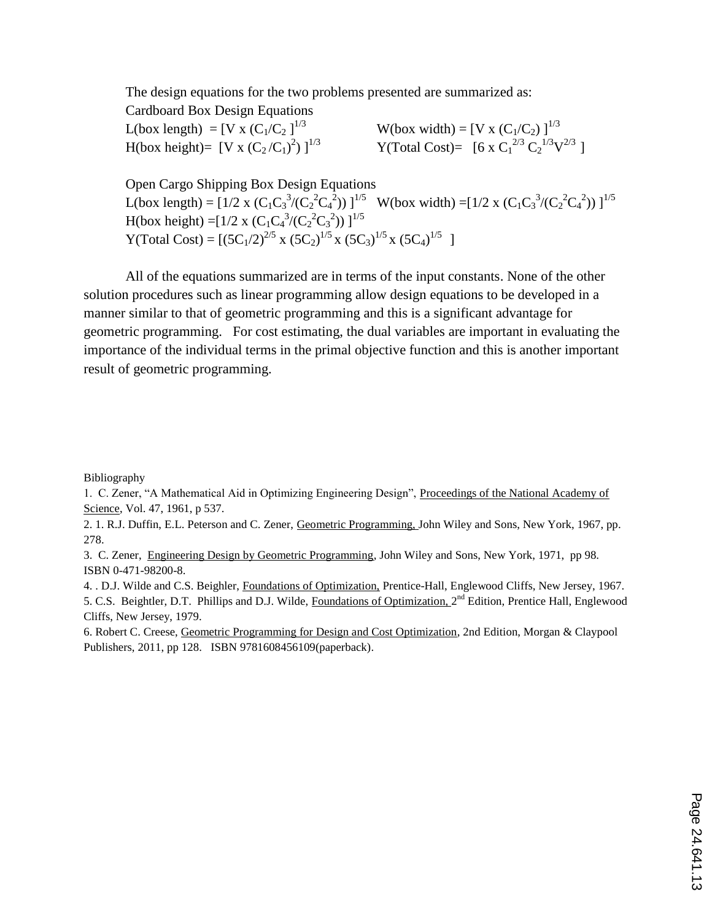The design equations for the two problems presented are summarized as:

Cardboard Box Design Equations

L(box length) $= [V \times (C_1/C_2\ ]^{1/3}$ W(box width) $= [V \times (C_1/C_2)\ ]^{1/3}$

H(box height)$= [V \times (C_2/C_1)^2)\ ]^{1/3}$ Y(Total Cost)$= [6 \times C_1^{2/3}\ C_2^{1/3} V^{2/3}\ ]$

Open Cargo Shipping Box Design Equations

L(box length) $= [1/2 \times (C_1 C_3^3/(C_2^2 C_4^2))\ ]^{1/5}$ W(box width) $=[1/2 \times (C_1 C_3^3/(C_2^2 C_4^2))\ ]^{1/5}$

H(box height) $=[1/2 \times (C_1 C_4^3/(C_2^2 C_3^2))\ ]^{1/5}$

Y(Total Cost) $= [(5C_1/2)^{2/5} \times (5C_2)^{1/5} \times (5C_3)^{1/5} \times (5C_4)^{1/5}\ ]$

All of the equations summarized are in terms of the input constants. None of the other solution procedures such as linear programming allow design equations to be developed in a manner similar to that of geometric programming and this is a significant advantage for geometric programming. For cost estimating, the dual variables are important in evaluating the importance of the individual terms in the primal objective function and this is another important result of geometric programming.

Bibliography

1. C. Zener, "A Mathematical Aid in Optimizing Engineering Design", Proceedings of the National Academy of Science, Vol. 47, 1961, p 537.
2. 1. R.J. Duffin, E.L. Peterson and C. Zener, Geometric Programming, John Wiley and Sons, New York, 1967, pp. 278.
3. C. Zener, Engineering Design by Geometric Programming, John Wiley and Sons, New York, 1971, pp 98. ISBN 0-471-98200-8.
4. . D.J. Wilde and C.S. Beighler, Foundations of Optimization, Prentice-Hall, Englewood Cliffs, New Jersey, 1967.
5. C.S. Beightler, D.T. Phillips and D.J. Wilde, Foundations of Optimization, 2nd Edition, Prentice Hall, Englewood Cliffs, New Jersey, 1979.
6. Robert C. Creese, Geometric Programming for Design and Cost Optimization, 2nd Edition, Morgan & Claypool Publishers, 2011, pp 128. ISBN 9781608456109(paperback).